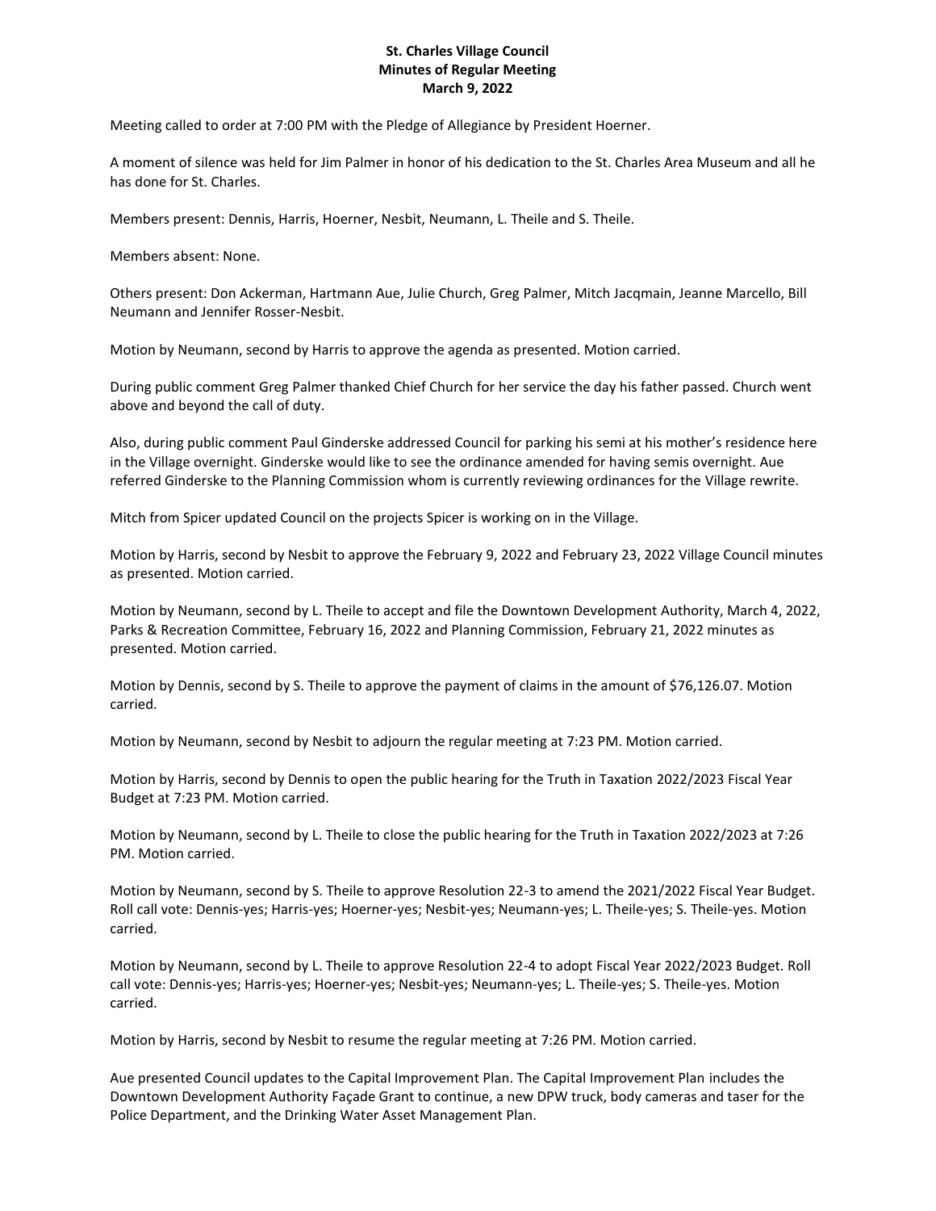**St. Charles Village Council**
**Minutes of Regular Meeting**
**March 9, 2022**

Meeting called to order at 7:00 PM with the Pledge of Allegiance by President Hoerner.

A moment of silence was held for Jim Palmer in honor of his dedication to the St. Charles Area Museum and all he has done for St. Charles.

Members present: Dennis, Harris, Hoerner, Nesbit, Neumann, L. Theile and S. Theile.

Members absent: None.

Others present: Don Ackerman, Hartmann Aue, Julie Church, Greg Palmer, Mitch Jacqmain, Jeanne Marcello, Bill Neumann and Jennifer Rosser-Nesbit.

Motion by Neumann, second by Harris to approve the agenda as presented. Motion carried.

During public comment Greg Palmer thanked Chief Church for her service the day his father passed. Church went above and beyond the call of duty.

Also, during public comment Paul Ginderske addressed Council for parking his semi at his mother's residence here in the Village overnight. Ginderske would like to see the ordinance amended for having semis overnight. Aue referred Ginderske to the Planning Commission whom is currently reviewing ordinances for the Village rewrite.

Mitch from Spicer updated Council on the projects Spicer is working on in the Village.

Motion by Harris, second by Nesbit to approve the February 9, 2022 and February 23, 2022 Village Council minutes as presented. Motion carried.

Motion by Neumann, second by L. Theile to accept and file the Downtown Development Authority, March 4, 2022, Parks & Recreation Committee, February 16, 2022 and Planning Commission, February 21, 2022 minutes as presented. Motion carried.

Motion by Dennis, second by S. Theile to approve the payment of claims in the amount of $76,126.07. Motion carried.

Motion by Neumann, second by Nesbit to adjourn the regular meeting at 7:23 PM. Motion carried.

Motion by Harris, second by Dennis to open the public hearing for the Truth in Taxation 2022/2023 Fiscal Year Budget at 7:23 PM. Motion carried.

Motion by Neumann, second by L. Theile to close the public hearing for the Truth in Taxation 2022/2023 at 7:26 PM. Motion carried.

Motion by Neumann, second by S. Theile to approve Resolution 22-3 to amend the 2021/2022 Fiscal Year Budget. Roll call vote: Dennis-yes; Harris-yes; Hoerner-yes; Nesbit-yes; Neumann-yes; L. Theile-yes; S. Theile-yes. Motion carried.

Motion by Neumann, second by L. Theile to approve Resolution 22-4 to adopt Fiscal Year 2022/2023 Budget. Roll call vote: Dennis-yes; Harris-yes; Hoerner-yes; Nesbit-yes; Neumann-yes; L. Theile-yes; S. Theile-yes. Motion carried.

Motion by Harris, second by Nesbit to resume the regular meeting at 7:26 PM. Motion carried.

Aue presented Council updates to the Capital Improvement Plan. The Capital Improvement Plan includes the Downtown Development Authority Façade Grant to continue, a new DPW truck, body cameras and taser for the Police Department, and the Drinking Water Asset Management Plan.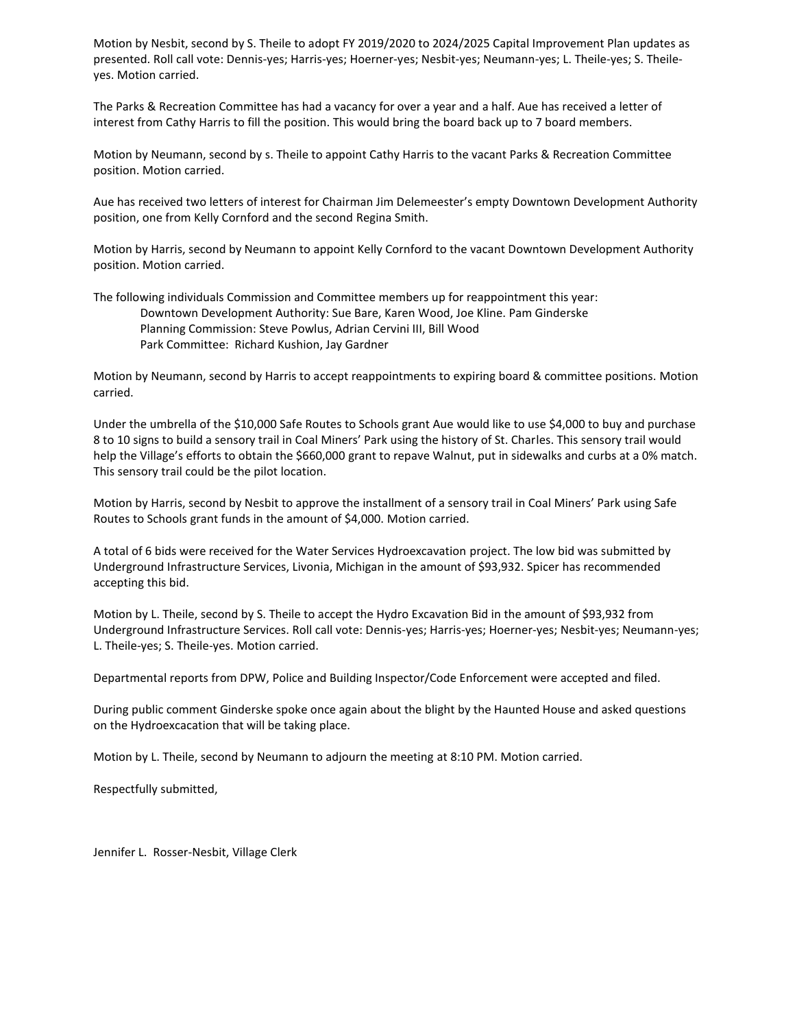Motion by Nesbit, second by S. Theile to adopt FY 2019/2020 to 2024/2025 Capital Improvement Plan updates as presented. Roll call vote: Dennis-yes; Harris-yes; Hoerner-yes; Nesbit-yes; Neumann-yes; L. Theile-yes; S. Theile-yes. Motion carried.

The Parks & Recreation Committee has had a vacancy for over a year and a half. Aue has received a letter of interest from Cathy Harris to fill the position. This would bring the board back up to 7 board members.

Motion by Neumann, second by s. Theile to appoint Cathy Harris to the vacant Parks & Recreation Committee position. Motion carried.

Aue has received two letters of interest for Chairman Jim Delemeester's empty Downtown Development Authority position, one from Kelly Cornford and the second Regina Smith.

Motion by Harris, second by Neumann to appoint Kelly Cornford to the vacant Downtown Development Authority position. Motion carried.

The following individuals Commission and Committee members up for reappointment this year:

Downtown Development Authority: Sue Bare, Karen Wood, Joe Kline. Pam Ginderske
Planning Commission: Steve Powlus, Adrian Cervini III, Bill Wood
Park Committee: Richard Kushion, Jay Gardner

Motion by Neumann, second by Harris to accept reappointments to expiring board & committee positions. Motion carried.

Under the umbrella of the $10,000 Safe Routes to Schools grant Aue would like to use $4,000 to buy and purchase 8 to 10 signs to build a sensory trail in Coal Miners' Park using the history of St. Charles. This sensory trail would help the Village's efforts to obtain the $660,000 grant to repave Walnut, put in sidewalks and curbs at a 0% match. This sensory trail could be the pilot location.

Motion by Harris, second by Nesbit to approve the installment of a sensory trail in Coal Miners' Park using Safe Routes to Schools grant funds in the amount of $4,000. Motion carried.

A total of 6 bids were received for the Water Services Hydroexcavation project. The low bid was submitted by Underground Infrastructure Services, Livonia, Michigan in the amount of $93,932. Spicer has recommended accepting this bid.

Motion by L. Theile, second by S. Theile to accept the Hydro Excavation Bid in the amount of $93,932 from Underground Infrastructure Services. Roll call vote: Dennis-yes; Harris-yes; Hoerner-yes; Nesbit-yes; Neumann-yes; L. Theile-yes; S. Theile-yes. Motion carried.

Departmental reports from DPW, Police and Building Inspector/Code Enforcement were accepted and filed.

During public comment Ginderske spoke once again about the blight by the Haunted House and asked questions on the Hydroexcacation that will be taking place.

Motion by L. Theile, second by Neumann to adjourn the meeting at 8:10 PM. Motion carried.

Respectfully submitted,

Jennifer L. Rosser-Nesbit, Village Clerk